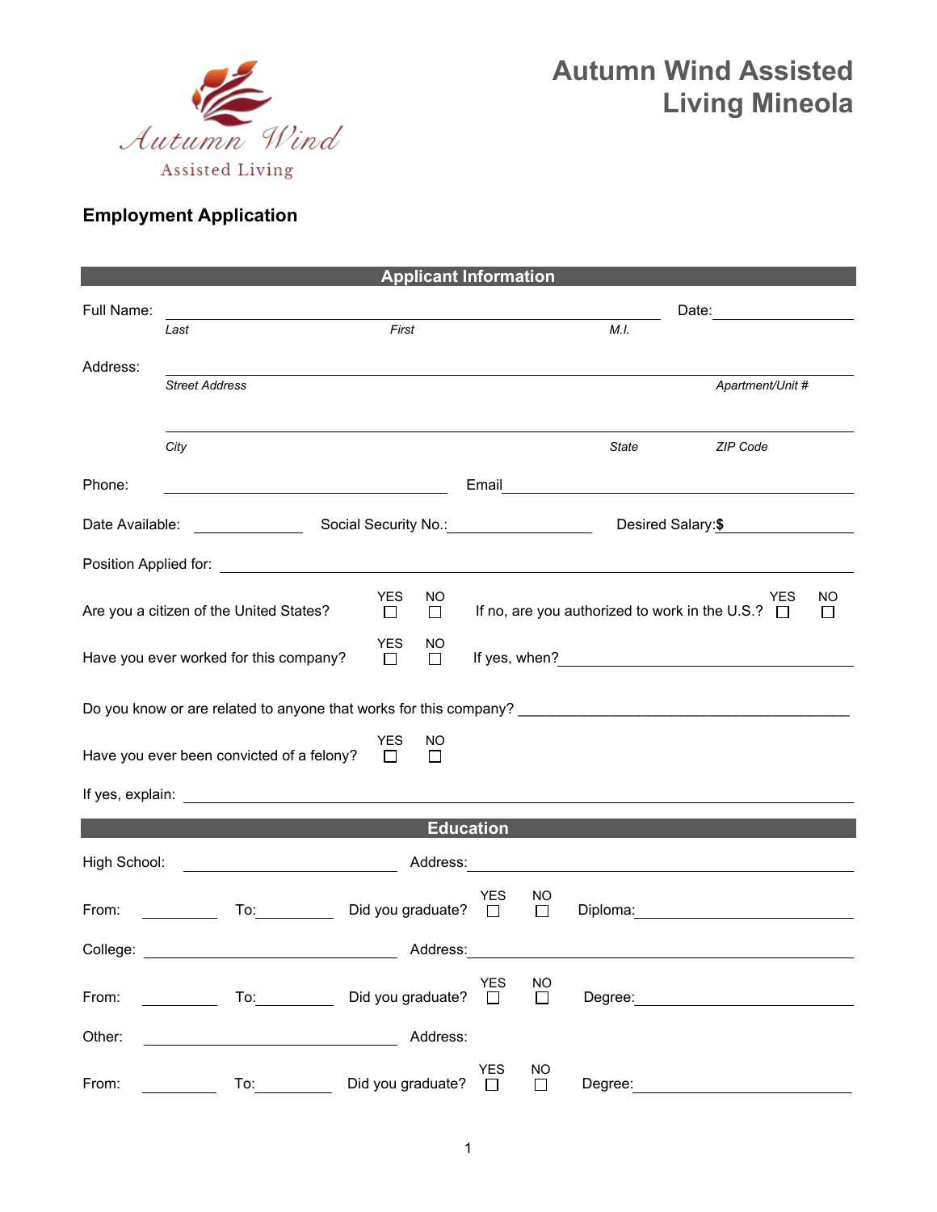Autumn Wind
Assisted Living

# Autumn Wind Assisted Living Mineola

## Employment Application

### Applicant Information

Full Name: ______________________________________________ Date: ______________
*Last* *First* *M.I.*

Address: ______________________________________________________________
*Street Address* *Apartment/Unit #*

______________________________________________________________
*City* *State* *ZIP Code*

Phone: ____________________ Email ______________________________

Date Available: __________ Social Security No.: ______________ Desired Salary: $ ______________

Position Applied for: ______________________________________________

Are you a citizen of the United States? YES ☐ NO ☐ If no, are you authorized to work in the U.S.? YES ☐ NO ☐

Have you ever worked for this company? YES ☐ NO ☐ If yes, when? ______________________________

Do you know or are related to anyone that works for this company? ______________________________

Have you ever been convicted of a felony? YES ☐ NO ☐

If yes, explain: ______________________________________________

### Education

High School: ____________________ Address: ______________________________

From: __________ To: __________ Did you graduate? YES ☐ NO ☐ Diploma: ____________________

College: ____________________ Address: ______________________________

From: __________ To: __________ Did you graduate? YES ☐ NO ☐ Degree: ____________________

Other: ____________________ Address:

From: __________ To: __________ Did you graduate? YES ☐ NO ☐ Degree: ____________________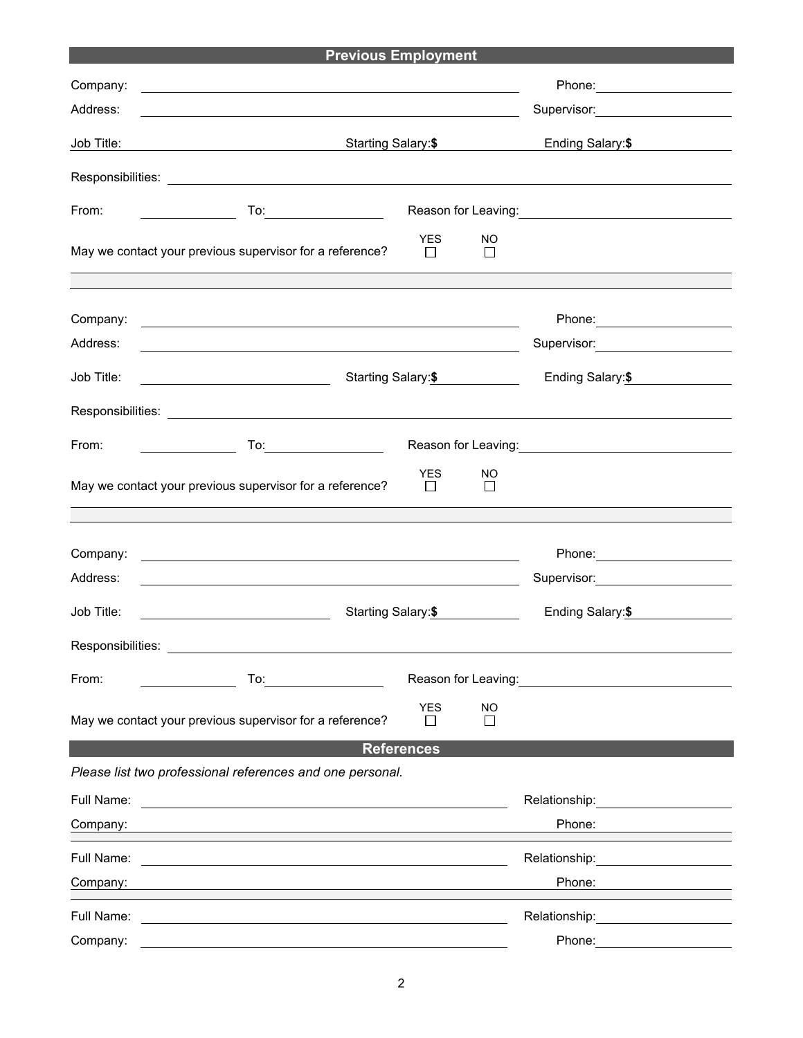## Previous Employment

Company: ______________________________ Phone: ______________

Address: ______________________________ Supervisor: ______________

Job Title: ______________ Starting Salary: $ ______________ Ending Salary: $ ______________

Responsibilities: ______________________________

From: ______________ To: ______________ Reason for Leaving: ______________

May we contact your previous supervisor for a reference? YES ☐ NO ☐

---

Company: ______________________________ Phone: ______________

Address: ______________________________ Supervisor: ______________

Job Title: ______________ Starting Salary: $ ______________ Ending Salary: $ ______________

Responsibilities: ______________________________

From: ______________ To: ______________ Reason for Leaving: ______________

May we contact your previous supervisor for a reference? YES ☐ NO ☐

---

Company: ______________________________ Phone: ______________

Address: ______________________________ Supervisor: ______________

Job Title: ______________ Starting Salary: $ ______________ Ending Salary: $ ______________

Responsibilities: ______________________________

From: ______________ To: ______________ Reason for Leaving: ______________

May we contact your previous supervisor for a reference? YES ☐ NO ☐

## References

*Please list two professional references and one personal.*

Full Name: ______________________________ Relationship: ______________

Company: ______________________________ Phone: ______________

---

Full Name: ______________________________ Relationship: ______________

Company: ______________________________ Phone: ______________

---

Full Name: ______________________________ Relationship: ______________

Company: ______________________________ Phone: ______________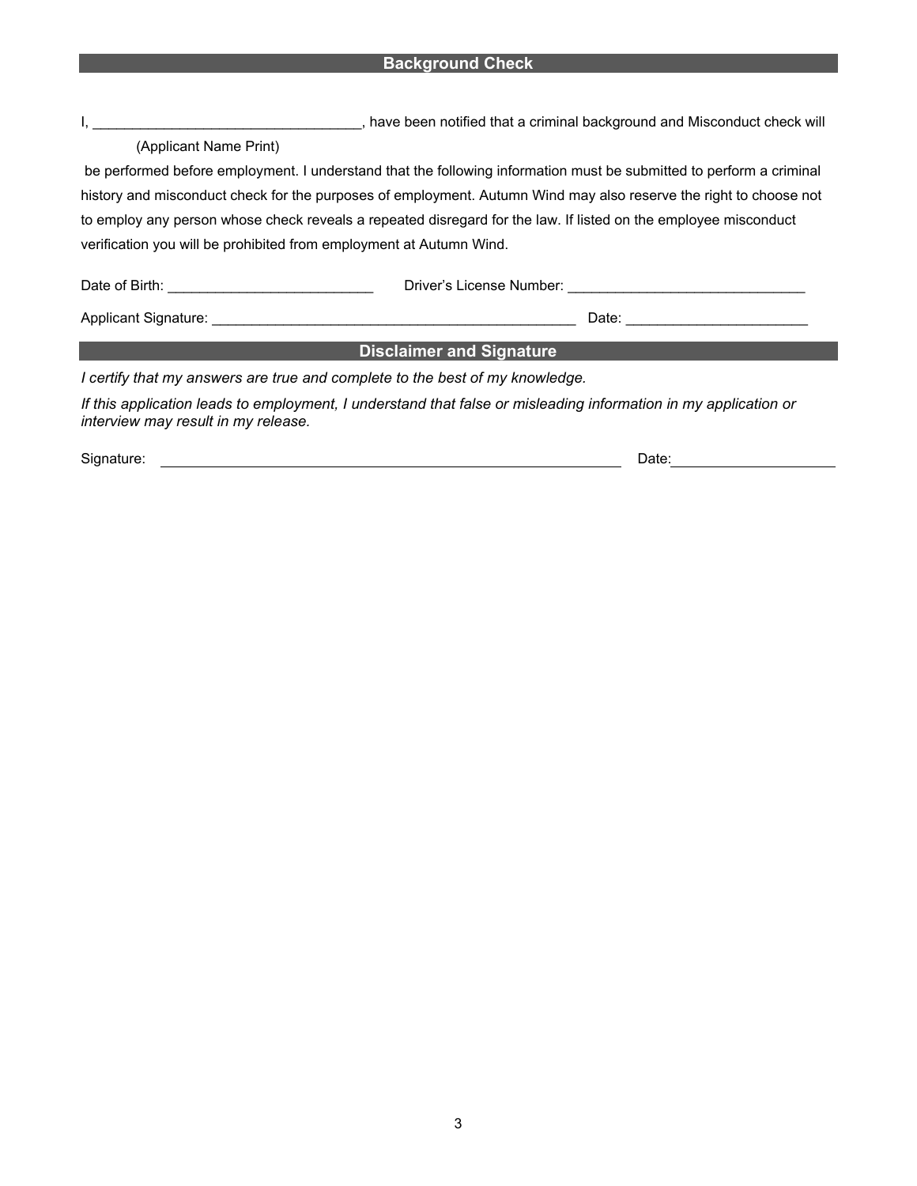## Background Check

I, __________________________________, have been notified that a criminal background and Misconduct check will
(Applicant Name Print)
be performed before employment. I understand that the following information must be submitted to perform a criminal history and misconduct check for the purposes of employment. Autumn Wind may also reserve the right to choose not to employ any person whose check reveals a repeated disregard for the law. If listed on the employee misconduct verification you will be prohibited from employment at Autumn Wind.

Date of Birth: __________________________ Driver's License Number: ______________________________

Applicant Signature: ________________________________________________ Date: _______________________

## Disclaimer and Signature

*I certify that my answers are true and complete to the best of my knowledge.*

*If this application leads to employment, I understand that false or misleading information in my application or interview may result in my release.*

Signature: ____________________________________________________________ Date: _____________________